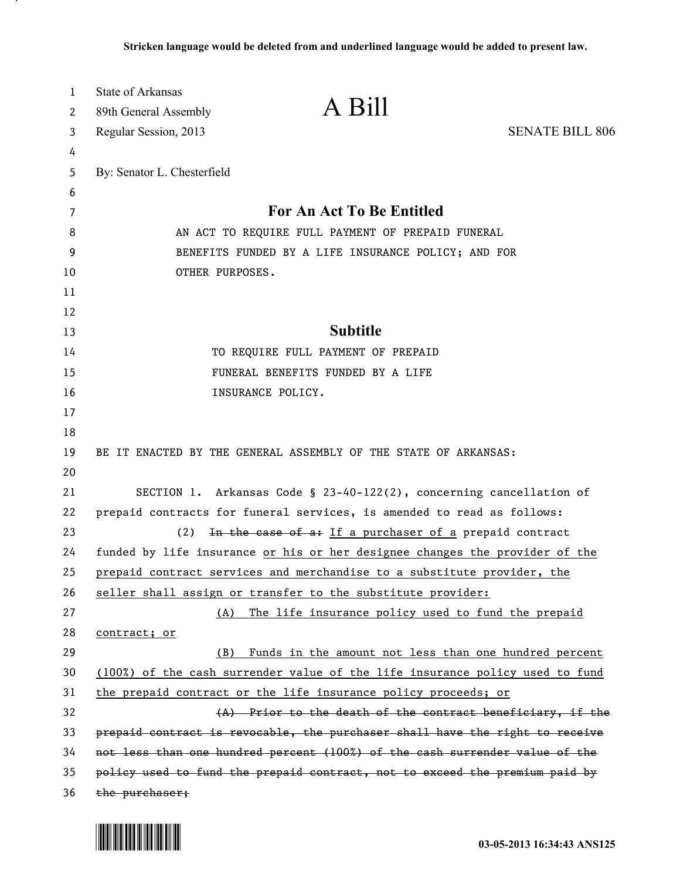Stricken language would be deleted from and underlined language would be added to present law.

State of Arkansas
89th General Assembly
Regular Session, 2013

# A Bill

SENATE BILL 806

By: Senator L. Chesterfield

## For An Act To Be Entitled

AN ACT TO REQUIRE FULL PAYMENT OF PREPAID FUNERAL BENEFITS FUNDED BY A LIFE INSURANCE POLICY; AND FOR OTHER PURPOSES.

## Subtitle

TO REQUIRE FULL PAYMENT OF PREPAID FUNERAL BENEFITS FUNDED BY A LIFE INSURANCE POLICY.

BE IT ENACTED BY THE GENERAL ASSEMBLY OF THE STATE OF ARKANSAS:

SECTION 1. Arkansas Code § 23-40-122(2), concerning cancellation of prepaid contracts for funeral services, is amended to read as follows:

(2) ~~In the case of a:~~ <u>If a purchaser of a</u> prepaid contract funded by life insurance <u>or his or her designee changes the provider of the prepaid contract services and merchandise to a substitute provider, the seller shall assign or transfer to the substitute provider:</u>

<u>(A) The life insurance policy used to fund the prepaid contract; or</u>

<u>(B) Funds in the amount not less than one hundred percent (100%) of the cash surrender value of the life insurance policy used to fund the prepaid contract or the life insurance policy proceeds; or</u>

~~(A) Prior to the death of the contract beneficiary, if the prepaid contract is revocable, the purchaser shall have the right to receive not less than one hundred percent (100%) of the cash surrender value of the policy used to fund the prepaid contract, not to exceed the premium paid by the purchaser;~~

03-05-2013 16:34:43 ANS125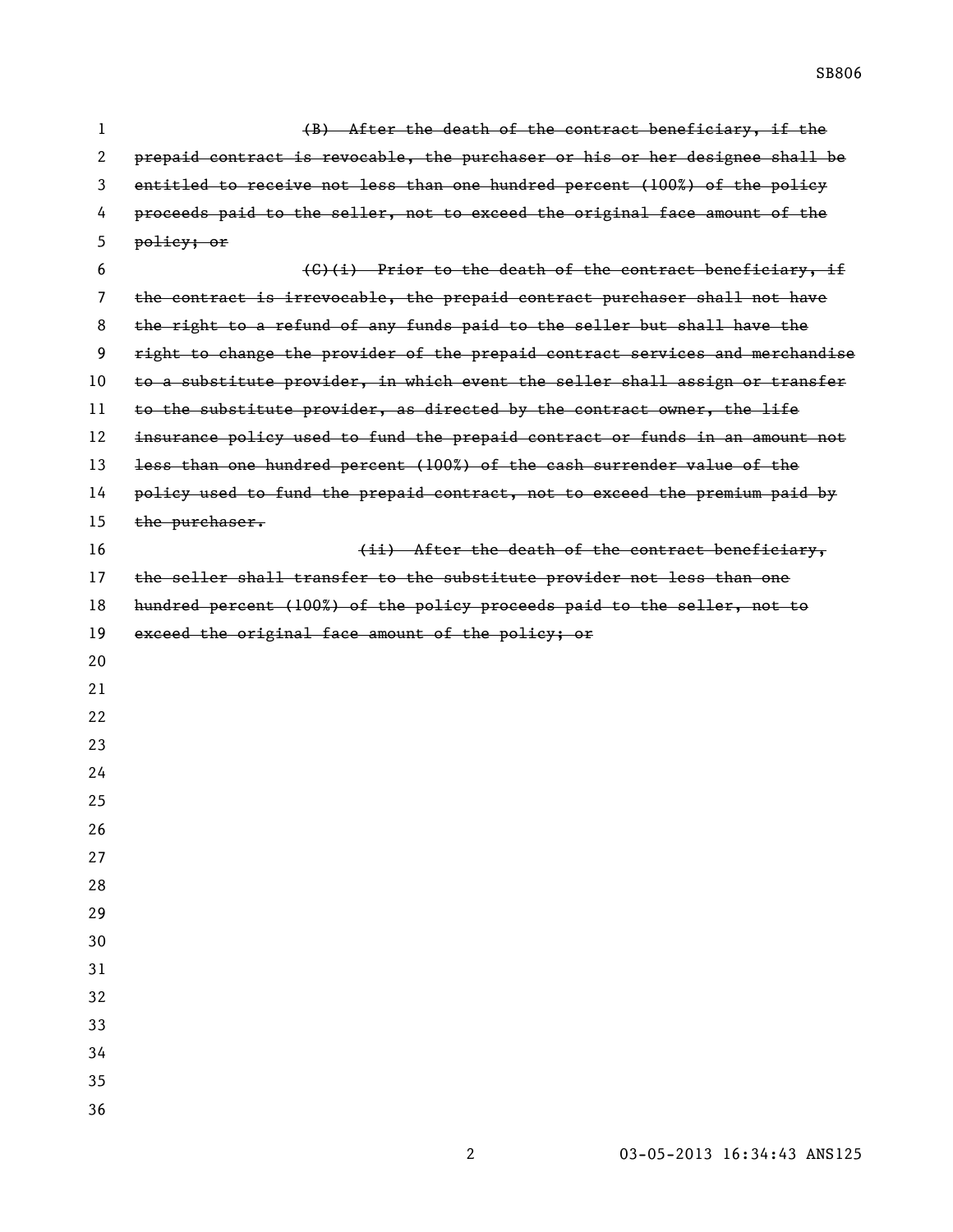~~(B) After the death of the contract beneficiary, if the prepaid contract is revocable, the purchaser or his or her designee shall be entitled to receive not less than one hundred percent (100%) of the policy proceeds paid to the seller, not to exceed the original face amount of the policy; or~~

~~(C)(i) Prior to the death of the contract beneficiary, if the contract is irrevocable, the prepaid contract purchaser shall not have the right to a refund of any funds paid to the seller but shall have the right to change the provider of the prepaid contract services and merchandise to a substitute provider, in which event the seller shall assign or transfer to the substitute provider, as directed by the contract owner, the life insurance policy used to fund the prepaid contract or funds in an amount not less than one hundred percent (100%) of the cash surrender value of the policy used to fund the prepaid contract, not to exceed the premium paid by the purchaser.~~

~~(ii) After the death of the contract beneficiary, the seller shall transfer to the substitute provider not less than one hundred percent (100%) of the policy proceeds paid to the seller, not to exceed the original face amount of the policy; or~~